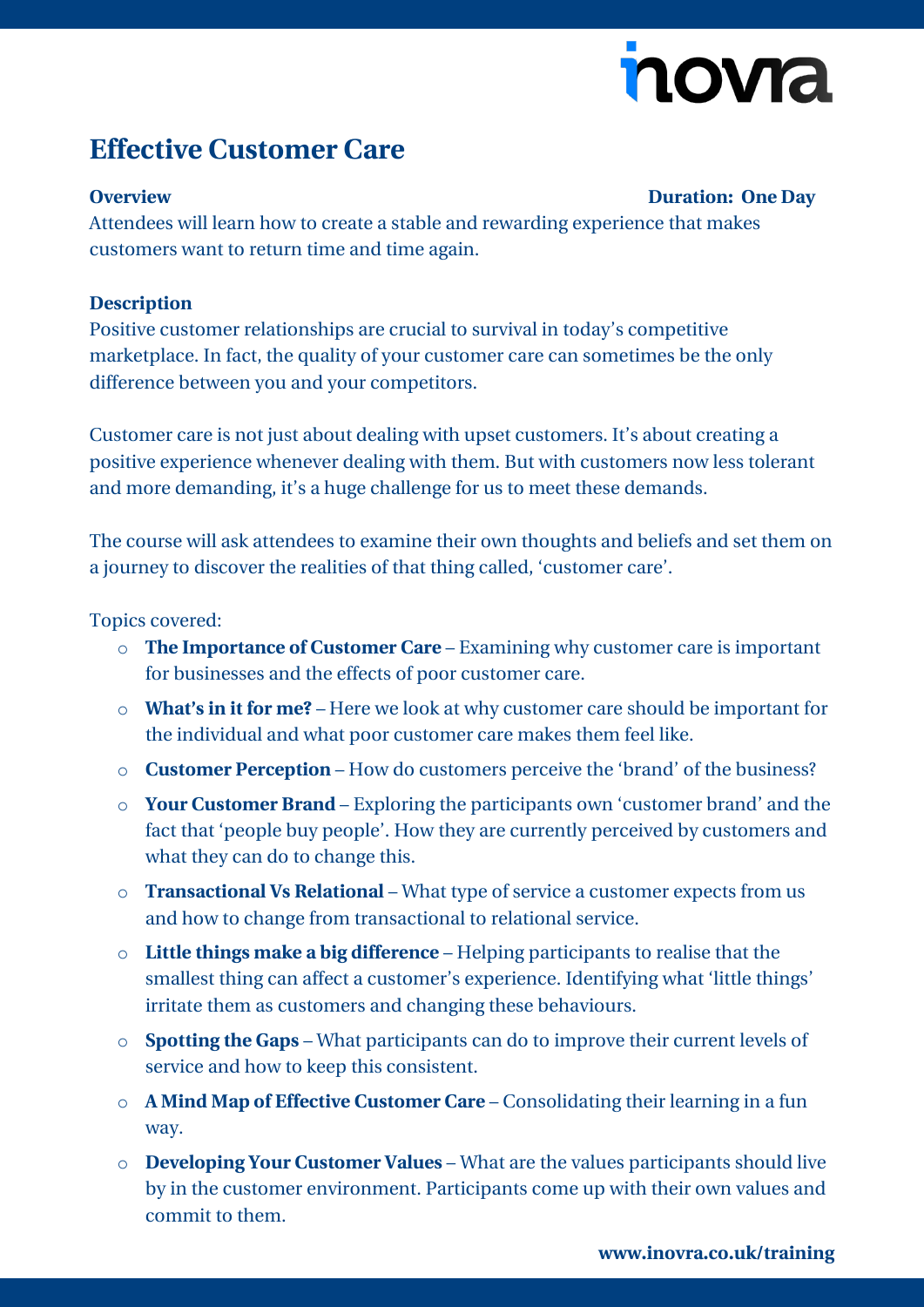# Effective Customer Care

**Overview** **Duration: One Day**

Attendees will learn how to create a stable and rewarding experience that makes customers want to return time and time again.

**Description**

Positive customer relationships are crucial to survival in today's competitive marketplace. In fact, the quality of your customer care can sometimes be the only difference between you and your competitors.

Customer care is not just about dealing with upset customers. It's about creating a positive experience whenever dealing with them. But with customers now less tolerant and more demanding, it's a huge challenge for us to meet these demands.

The course will ask attendees to examine their own thoughts and beliefs and set them on a journey to discover the realities of that thing called, 'customer care'.

Topics covered:

- **The Importance of Customer Care** – Examining why customer care is important for businesses and the effects of poor customer care.
- **What's in it for me?** – Here we look at why customer care should be important for the individual and what poor customer care makes them feel like.
- **Customer Perception** – How do customers perceive the 'brand' of the business?
- **Your Customer Brand** – Exploring the participants own 'customer brand' and the fact that 'people buy people'. How they are currently perceived by customers and what they can do to change this.
- **Transactional Vs Relational** – What type of service a customer expects from us and how to change from transactional to relational service.
- **Little things make a big difference** – Helping participants to realise that the smallest thing can affect a customer's experience. Identifying what 'little things' irritate them as customers and changing these behaviours.
- **Spotting the Gaps** – What participants can do to improve their current levels of service and how to keep this consistent.
- **A Mind Map of Effective Customer Care** – Consolidating their learning in a fun way.
- **Developing Your Customer Values** – What are the values participants should live by in the customer environment. Participants come up with their own values and commit to them.

**www.inovra.co.uk/training**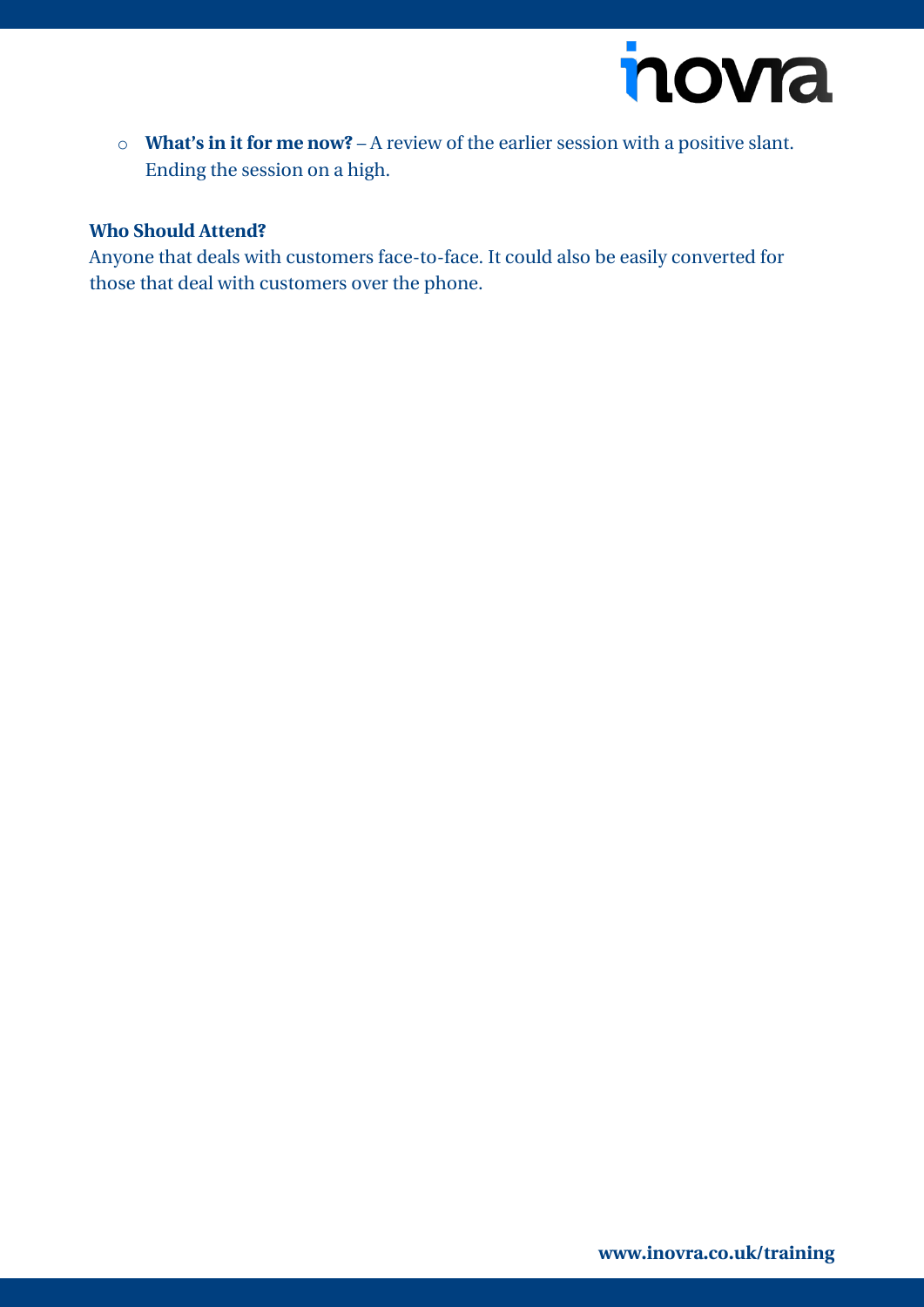- **What's in it for me now?** – A review of the earlier session with a positive slant. Ending the session on a high.

**Who Should Attend?**

Anyone that deals with customers face-to-face. It could also be easily converted for those that deal with customers over the phone.